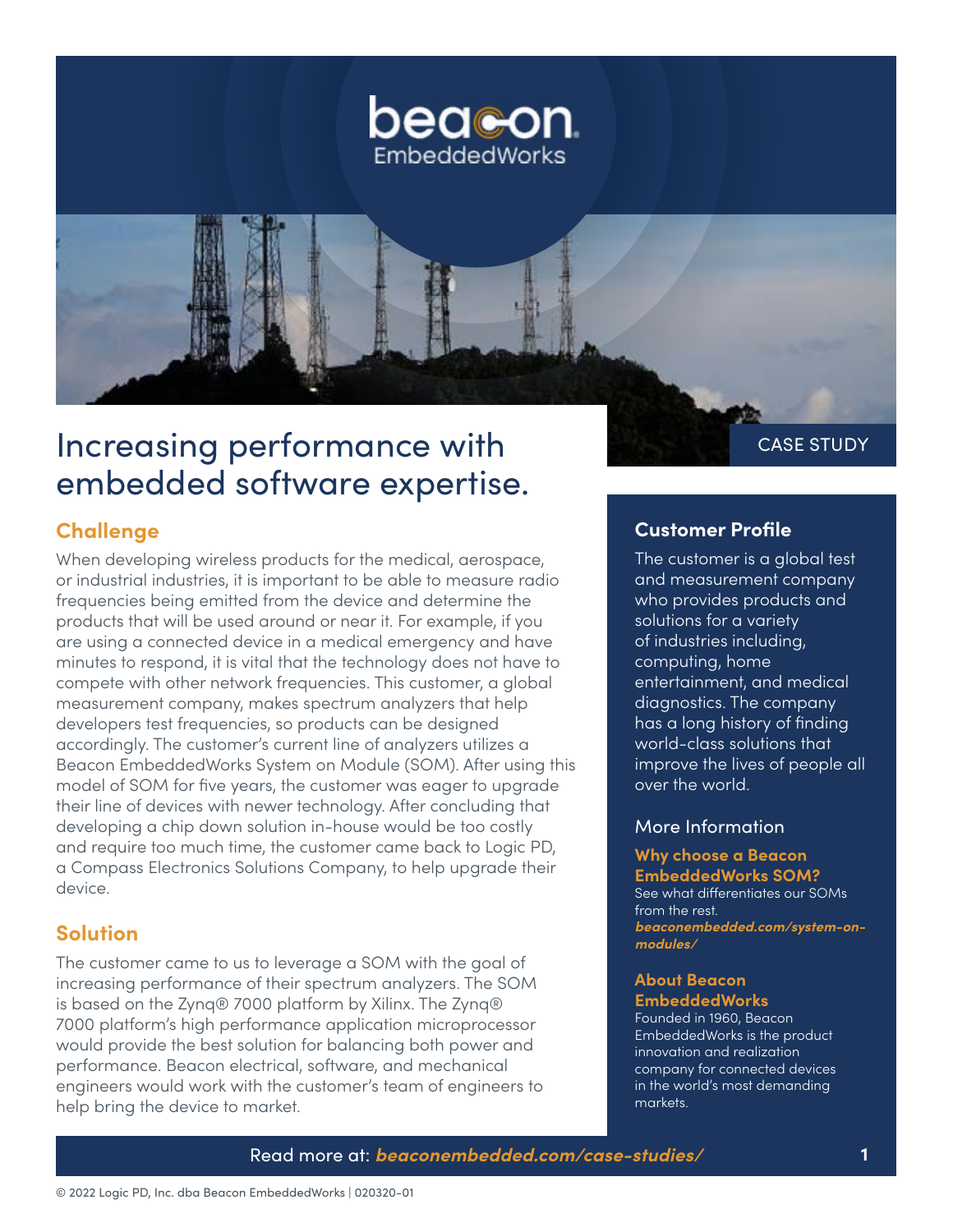beacon EmbeddedWorks

CASE STUDY

# Increasing performance with embedded software expertise.

## Challenge

When developing wireless products for the medical, aerospace, or industrial industries, it is important to be able to measure radio frequencies being emitted from the device and determine the products that will be used around or near it. For example, if you are using a connected device in a medical emergency and have minutes to respond, it is vital that the technology does not have to compete with other network frequencies. This customer, a global measurement company, makes spectrum analyzers that help developers test frequencies, so products can be designed accordingly. The customer's current line of analyzers utilizes a Beacon EmbeddedWorks System on Module (SOM). After using this model of SOM for five years, the customer was eager to upgrade their line of devices with newer technology. After concluding that developing a chip down solution in-house would be too costly and require too much time, the customer came back to Logic PD, a Compass Electronics Solutions Company, to help upgrade their device.

## Solution

The customer came to us to leverage a SOM with the goal of increasing performance of their spectrum analyzers. The SOM is based on the Zynq® 7000 platform by Xilinx. The Zynq® 7000 platform's high performance application microprocessor would provide the best solution for balancing both power and performance. Beacon electrical, software, and mechanical engineers would work with the customer's team of engineers to help bring the device to market.

### Customer Profile

The customer is a global test and measurement company who provides products and solutions for a variety of industries including, computing, home entertainment, and medical diagnostics. The company has a long history of finding world-class solutions that improve the lives of people all over the world.

### More Information

**Why choose a Beacon EmbeddedWorks SOM?**
See what differentiates our SOMs from the rest.
***beaconembedded.com/system-on-modules/***

**About Beacon EmbeddedWorks**
Founded in 1960, Beacon EmbeddedWorks is the product innovation and realization company for connected devices in the world's most demanding markets.

Read more at: ***beaconembedded.com/case-studies/***

© 2022 Logic PD, Inc. dba Beacon EmbeddedWorks | 020320-01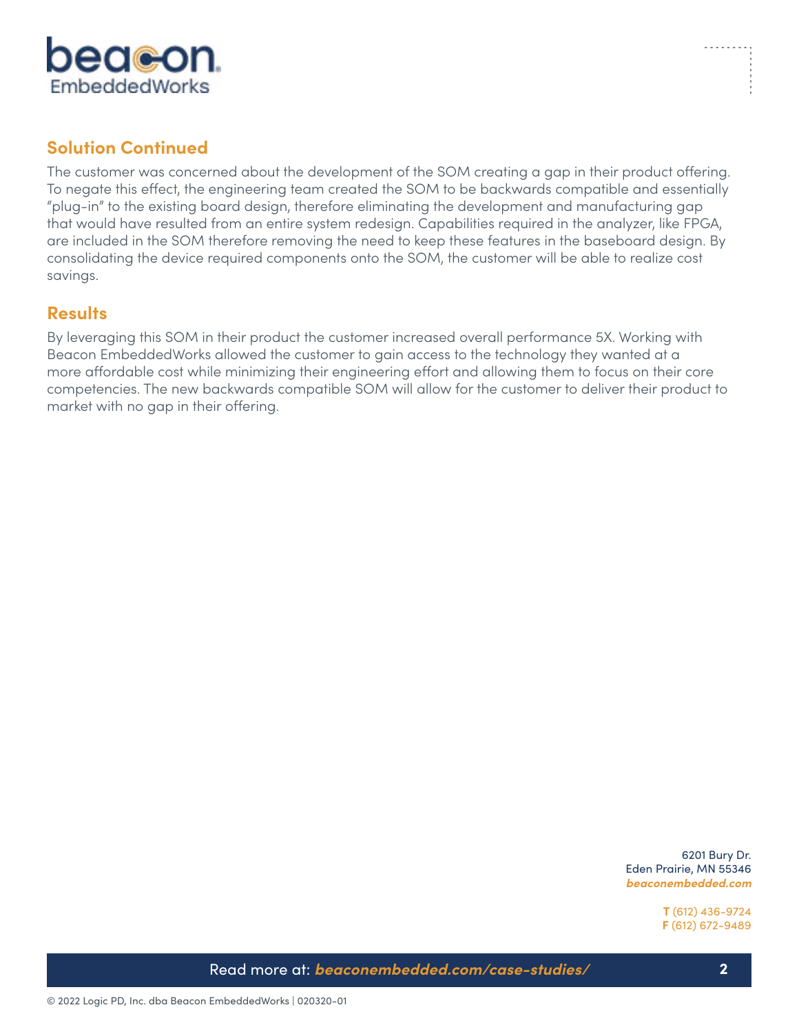## Solution Continued

The customer was concerned about the development of the SOM creating a gap in their product offering. To negate this effect, the engineering team created the SOM to be backwards compatible and essentially "plug-in" to the existing board design, therefore eliminating the development and manufacturing gap that would have resulted from an entire system redesign. Capabilities required in the analyzer, like FPGA, are included in the SOM therefore removing the need to keep these features in the baseboard design. By consolidating the device required components onto the SOM, the customer will be able to realize cost savings.

## Results

By leveraging this SOM in their product the customer increased overall performance 5X. Working with Beacon EmbeddedWorks allowed the customer to gain access to the technology they wanted at a more affordable cost while minimizing their engineering effort and allowing them to focus on their core competencies. The new backwards compatible SOM will allow for the customer to deliver their product to market with no gap in their offering.

6201 Bury Dr.
Eden Prairie, MN 55346
***beaconembedded.com***

**T** (612) 436-9724
**F** (612) 672-9489

Read more at: ***beaconembedded.com/case-studies/***

© 2022 Logic PD, Inc. dba Beacon EmbeddedWorks | 020320-01